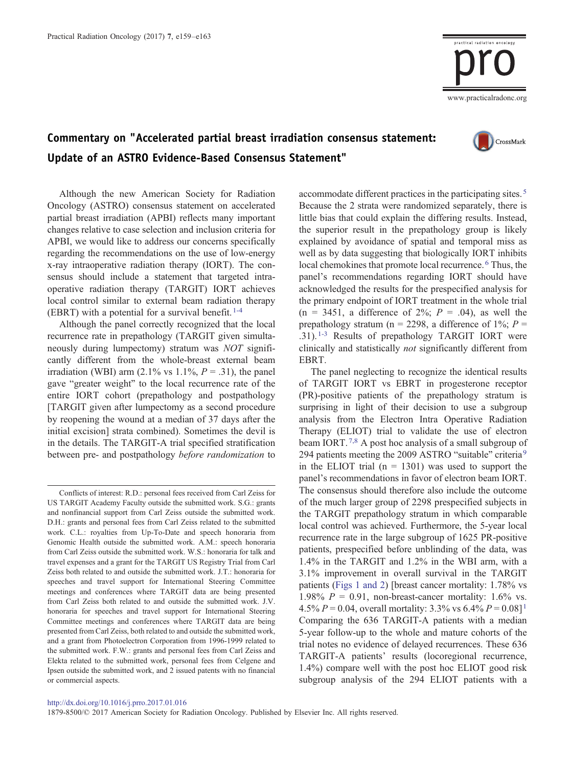# Commentary on "Accelerated partial breast irradiation consensus statement: Update of an ASTRO Evidence-Based Consensus Statement"

Although the new American Society for Radiation Oncology (ASTRO) consensus statement on accelerated partial breast irradiation (APBI) reflects many important changes relative to case selection and inclusion criteria for APBI, we would like to address our concerns specifically regarding the recommendations on the use of low-energy x-ray intraoperative radiation therapy (IORT). The consensus should include a statement that targeted intraoperative radiation therapy (TARGIT) IORT achieves local control similar to external beam radiation therapy (EBRT) with a potential for a survival benefit.[1-4]

Although the panel correctly recognized that the local recurrence rate in prepathology (TARGIT given simultaneously during lumpectomy) stratum was *NOT* significantly different from the whole-breast external beam irradiation (WBI) arm (2.1% vs 1.1%, $P = .31$), the panel gave "greater weight" to the local recurrence rate of the entire IORT cohort (prepathology and postpathology [TARGIT given after lumpectomy as a second procedure by reopening the wound at a median of 37 days after the initial excision] strata combined). Sometimes the devil is in the details. The TARGIT-A trial specified stratification between pre- and postpathology *before randomization* to accommodate different practices in the participating sites.[5] Because the 2 strata were randomized separately, there is little bias that could explain the differing results. Instead, the superior result in the prepathology group is likely explained by avoidance of spatial and temporal miss as well as by data suggesting that biologically IORT inhibits local chemokines that promote local recurrence.[6] Thus, the panel's recommendations regarding IORT should have acknowledged the results for the prespecified analysis for the primary endpoint of IORT treatment in the whole trial (n = 3451, a difference of 2%; $P = .04$), as well the prepathology stratum (n = 2298, a difference of 1%; $P = .31$).[1-3] Results of prepathology TARGIT IORT were clinically and statistically *not* significantly different from EBRT.

The panel neglecting to recognize the identical results of TARGIT IORT vs EBRT in progesterone receptor (PR)-positive patients of the prepathology stratum is surprising in light of their decision to use a subgroup analysis from the Electron Intra Operative Radiation Therapy (ELIOT) trial to validate the use of electron beam IORT.[7,8] A post hoc analysis of a small subgroup of 294 patients meeting the 2009 ASTRO "suitable" criteria[9] in the ELIOT trial (n = 1301) was used to support the panel's recommendations in favor of electron beam IORT. The consensus should therefore also include the outcome of the much larger group of 2298 prespecified subjects in the TARGIT prepathology stratum in which comparable local control was achieved. Furthermore, the 5-year local recurrence rate in the large subgroup of 1625 PR-positive patients, prespecified before unblinding of the data, was 1.4% in the TARGIT and 1.2% in the WBI arm, with a 3.1% improvement in overall survival in the TARGIT patients (Figs 1 and 2) [breast cancer mortality: 1.78% vs 1.98% $P = 0.91$, non-breast-cancer mortality: 1.6% vs. 4.5% $P = 0.04$, overall mortality: 3.3% vs 6.4% $P = 0.08$][1] Comparing the 636 TARGIT-A patients with a median 5-year follow-up to the whole and mature cohorts of the trial notes no evidence of delayed recurrences. These 636 TARGIT-A patients' results (locoregional recurrence, 1.4%) compare well with the post hoc ELIOT good risk subgroup analysis of the 294 ELIOT patients with a

Conflicts of interest: R.D.: personal fees received from Carl Zeiss for US TARGIT Academy Faculty outside the submitted work. S.G.: grants and nonfinancial support from Carl Zeiss outside the submitted work. D.H.: grants and personal fees from Carl Zeiss related to the submitted work. C.L.: royalties from Up-To-Date and speech honoraria from Genomic Health outside the submitted work. A.M.: speech honoraria from Carl Zeiss outside the submitted work. W.S.: honoraria for talk and travel expenses and a grant for the TARGIT US Registry Trial from Carl Zeiss both related to and outside the submitted work. J.T.: honoraria for speeches and travel support for International Steering Committee meetings and conferences where TARGIT data are being presented from Carl Zeiss both related to and outside the submitted work. J.V. honoraria for speeches and travel support for International Steering Committee meetings and conferences where TARGIT data are being presented from Carl Zeiss, both related to and outside the submitted work, and a grant from Photoelectron Corporation from 1996-1999 related to the submitted work. F.W.: grants and personal fees from Carl Zeiss and Elekta related to the submitted work, personal fees from Celgene and Ipsen outside the submitted work, and 2 issued patents with no financial or commercial aspects.

http://dx.doi.org/10.1016/j.prro.2017.01.016

1879-8500/© 2017 American Society for Radiation Oncology. Published by Elsevier Inc. All rights reserved.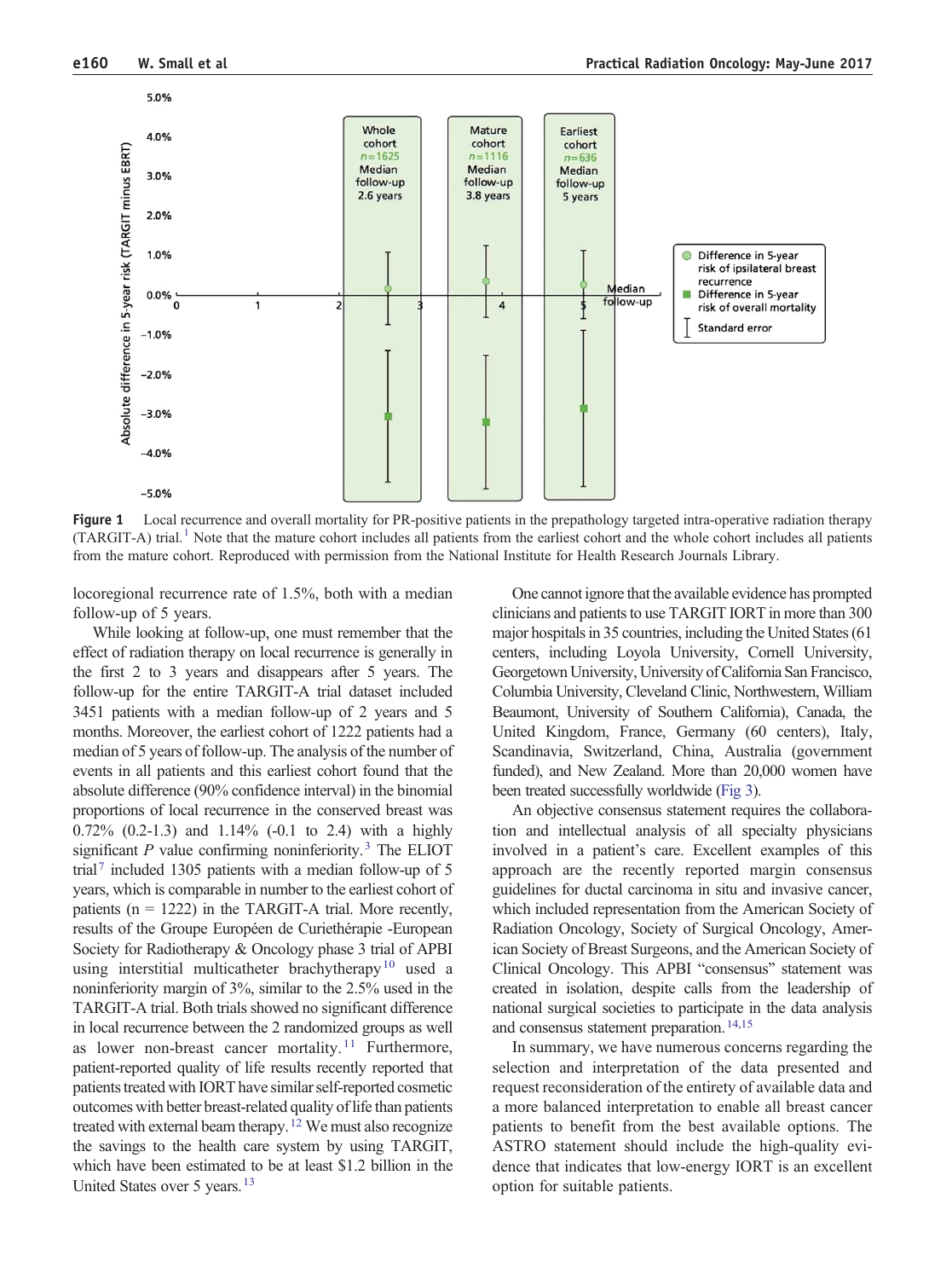Figure 1 Local recurrence and overall mortality for PR-positive patients in the prepathology targeted intra-operative radiation therapy (TARGIT-A) trial.[1] Note that the mature cohort includes all patients from the earliest cohort and the whole cohort includes all patients from the mature cohort. Reproduced with permission from the National Institute for Health Research Journals Library.

locoregional recurrence rate of 1.5%, both with a median follow-up of 5 years.

While looking at follow-up, one must remember that the effect of radiation therapy on local recurrence is generally in the first 2 to 3 years and disappears after 5 years. The follow-up for the entire TARGIT-A trial dataset included 3451 patients with a median follow-up of 2 years and 5 months. Moreover, the earliest cohort of 1222 patients had a median of 5 years of follow-up. The analysis of the number of events in all patients and this earliest cohort found that the absolute difference (90% confidence interval) in the binomial proportions of local recurrence in the conserved breast was 0.72% (0.2-1.3) and 1.14% (-0.1 to 2.4) with a highly significant *P* value confirming noninferiority.[3] The ELIOT trial[7] included 1305 patients with a median follow-up of 5 years, which is comparable in number to the earliest cohort of patients (n = 1222) in the TARGIT-A trial. More recently, results of the Groupe Européen de Curiethérapie -European Society for Radiotherapy & Oncology phase 3 trial of APBI using interstitial multicatheter brachytherapy[10] used a noninferiority margin of 3%, similar to the 2.5% used in the TARGIT-A trial. Both trials showed no significant difference in local recurrence between the 2 randomized groups as well as lower non-breast cancer mortality.[11] Furthermore, patient-reported quality of life results recently reported that patients treated with IORT have similar self-reported cosmetic outcomes with better breast-related quality of life than patients treated with external beam therapy.[12] We must also recognize the savings to the health care system by using TARGIT, which have been estimated to be at least $1.2 billion in the United States over 5 years.[13]

One cannot ignore that the available evidence has prompted clinicians and patients to use TARGIT IORT in more than 300 major hospitals in 35 countries, including the United States (61 centers, including Loyola University, Cornell University, Georgetown University, University of California San Francisco, Columbia University, Cleveland Clinic, Northwestern, William Beaumont, University of Southern California), Canada, the United Kingdom, France, Germany (60 centers), Italy, Scandinavia, Switzerland, China, Australia (government funded), and New Zealand. More than 20,000 women have been treated successfully worldwide (Fig 3).

An objective consensus statement requires the collaboration and intellectual analysis of all specialty physicians involved in a patient's care. Excellent examples of this approach are the recently reported margin consensus guidelines for ductal carcinoma in situ and invasive cancer, which included representation from the American Society of Radiation Oncology, Society of Surgical Oncology, American Society of Breast Surgeons, and the American Society of Clinical Oncology. This APBI "consensus" statement was created in isolation, despite calls from the leadership of national surgical societies to participate in the data analysis and consensus statement preparation.[14,15]

In summary, we have numerous concerns regarding the selection and interpretation of the data presented and request reconsideration of the entirety of available data and a more balanced interpretation to enable all breast cancer patients to benefit from the best available options. The ASTRO statement should include the high-quality evidence that indicates that low-energy IORT is an excellent option for suitable patients.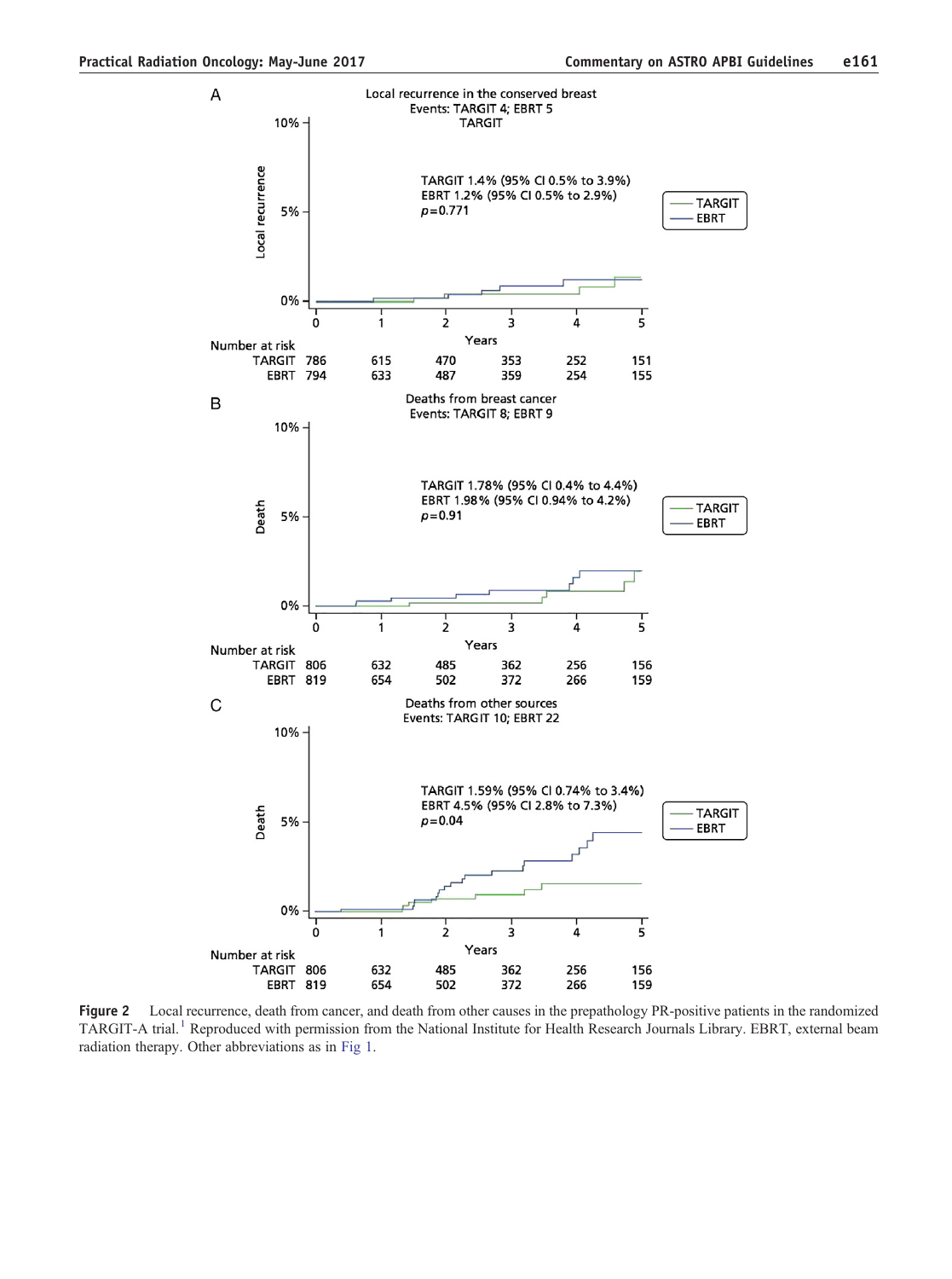A

Local recurrence in the conserved breast
Events: TARGIT 4; EBRT 5
TARGIT

TARGIT 1.4% (95% CI 0.5% to 3.9%)
EBRT 1.2% (95% CI 0.5% to 2.9%)
$p=0.771$

| Number at risk | 0 | 1 | 2 | 3 | 4 | 5 |
|---|---|---|---|---|---|---|
| TARGIT | 786 | 615 | 470 | 353 | 252 | 151 |
| EBRT | 794 | 633 | 487 | 359 | 254 | 155 |

B

Deaths from breast cancer
Events: TARGIT 8; EBRT 9

TARGIT 1.78% (95% CI 0.4% to 4.4%)
EBRT 1.98% (95% CI 0.94% to 4.2%)
$p=0.91$

| Number at risk | 0 | 1 | 2 | 3 | 4 | 5 |
|---|---|---|---|---|---|---|
| TARGIT | 806 | 632 | 485 | 362 | 256 | 156 |
| EBRT | 819 | 654 | 502 | 372 | 266 | 159 |

C

Deaths from other sources
Events: TARGIT 10; EBRT 22

TARGIT 1.59% (95% CI 0.74% to 3.4%)
EBRT 4.5% (95% CI 2.8% to 7.3%)
$p=0.04$

| Number at risk | 0 | 1 | 2 | 3 | 4 | 5 |
|---|---|---|---|---|---|---|
| TARGIT | 806 | 632 | 485 | 362 | 256 | 156 |
| EBRT | 819 | 654 | 502 | 372 | 266 | 159 |

**Figure 2** Local recurrence, death from cancer, and death from other causes in the prepathology PR-positive patients in the randomized TARGIT-A trial.[1] Reproduced with permission from the National Institute for Health Research Journals Library. EBRT, external beam radiation therapy. Other abbreviations as in Fig 1.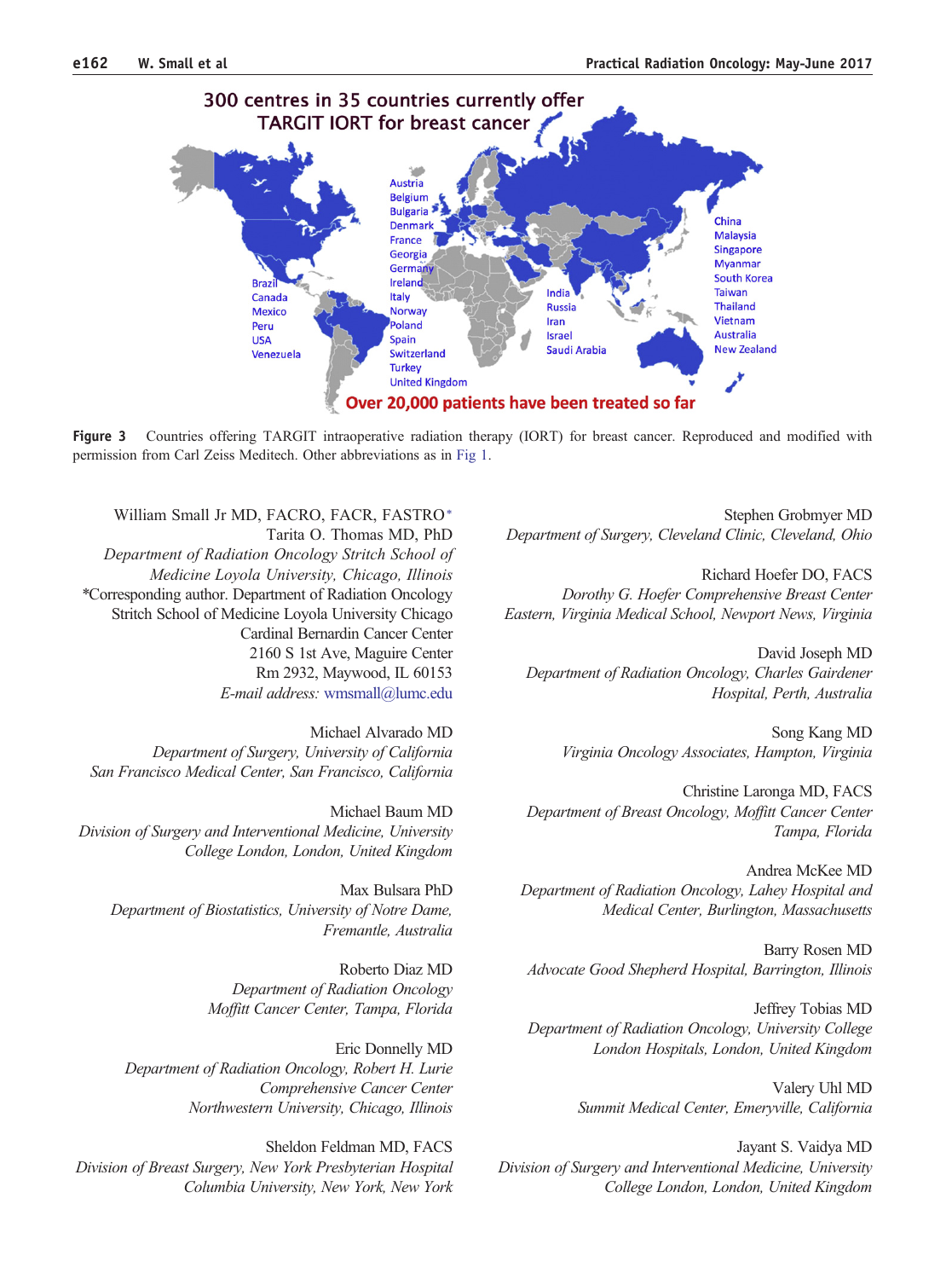300 centres in 35 countries currently offer TARGIT IORT for breast cancer

Brazil
Canada
Mexico
Peru
USA
Venezuela

Austria
Belgium
Bulgaria
Denmark
France
Georgia
Germany
Ireland
Italy
Norway
Poland
Spain
Switzerland
Turkey
United Kingdom

India
Russia
Iran
Israel
Saudi Arabia

China
Malaysia
Singapore
Myanmar
South Korea
Taiwan
Thailand
Vietnam
Australia
New Zealand

Over 20,000 patients have been treated so far

**Figure 3** Countries offering TARGIT intraoperative radiation therapy (IORT) for breast cancer. Reproduced and modified with permission from Carl Zeiss Meditech. Other abbreviations as in Fig 1.

William Small Jr MD, FACRO, FACR, FASTRO*
Tarita O. Thomas MD, PhD
*Department of Radiation Oncology Stritch School of Medicine Loyola University, Chicago, Illinois*
*Corresponding author. Department of Radiation Oncology Stritch School of Medicine Loyola University Chicago Cardinal Bernardin Cancer Center 2160 S 1st Ave, Maguire Center Rm 2932, Maywood, IL 60153
*E-mail address:* wmsmall@lumc.edu

Michael Alvarado MD
*Department of Surgery, University of California San Francisco Medical Center, San Francisco, California*

Michael Baum MD
*Division of Surgery and Interventional Medicine, University College London, London, United Kingdom*

Max Bulsara PhD
*Department of Biostatistics, University of Notre Dame, Fremantle, Australia*

Roberto Diaz MD
*Department of Radiation Oncology Moffitt Cancer Center, Tampa, Florida*

Eric Donnelly MD
*Department of Radiation Oncology, Robert H. Lurie Comprehensive Cancer Center Northwestern University, Chicago, Illinois*

Sheldon Feldman MD, FACS
*Division of Breast Surgery, New York Presbyterian Hospital Columbia University, New York, New York*

Stephen Grobmyer MD
*Department of Surgery, Cleveland Clinic, Cleveland, Ohio*

Richard Hoefer DO, FACS
*Dorothy G. Hoefer Comprehensive Breast Center Eastern, Virginia Medical School, Newport News, Virginia*

David Joseph MD
*Department of Radiation Oncology, Charles Gairdener Hospital, Perth, Australia*

Song Kang MD
*Virginia Oncology Associates, Hampton, Virginia*

Christine Laronga MD, FACS
*Department of Breast Oncology, Moffitt Cancer Center Tampa, Florida*

Andrea McKee MD
*Department of Radiation Oncology, Lahey Hospital and Medical Center, Burlington, Massachusetts*

Barry Rosen MD
*Advocate Good Shepherd Hospital, Barrington, Illinois*

Jeffrey Tobias MD
*Department of Radiation Oncology, University College London Hospitals, London, United Kingdom*

Valery Uhl MD
*Summit Medical Center, Emeryville, California*

Jayant S. Vaidya MD
*Division of Surgery and Interventional Medicine, University College London, London, United Kingdom*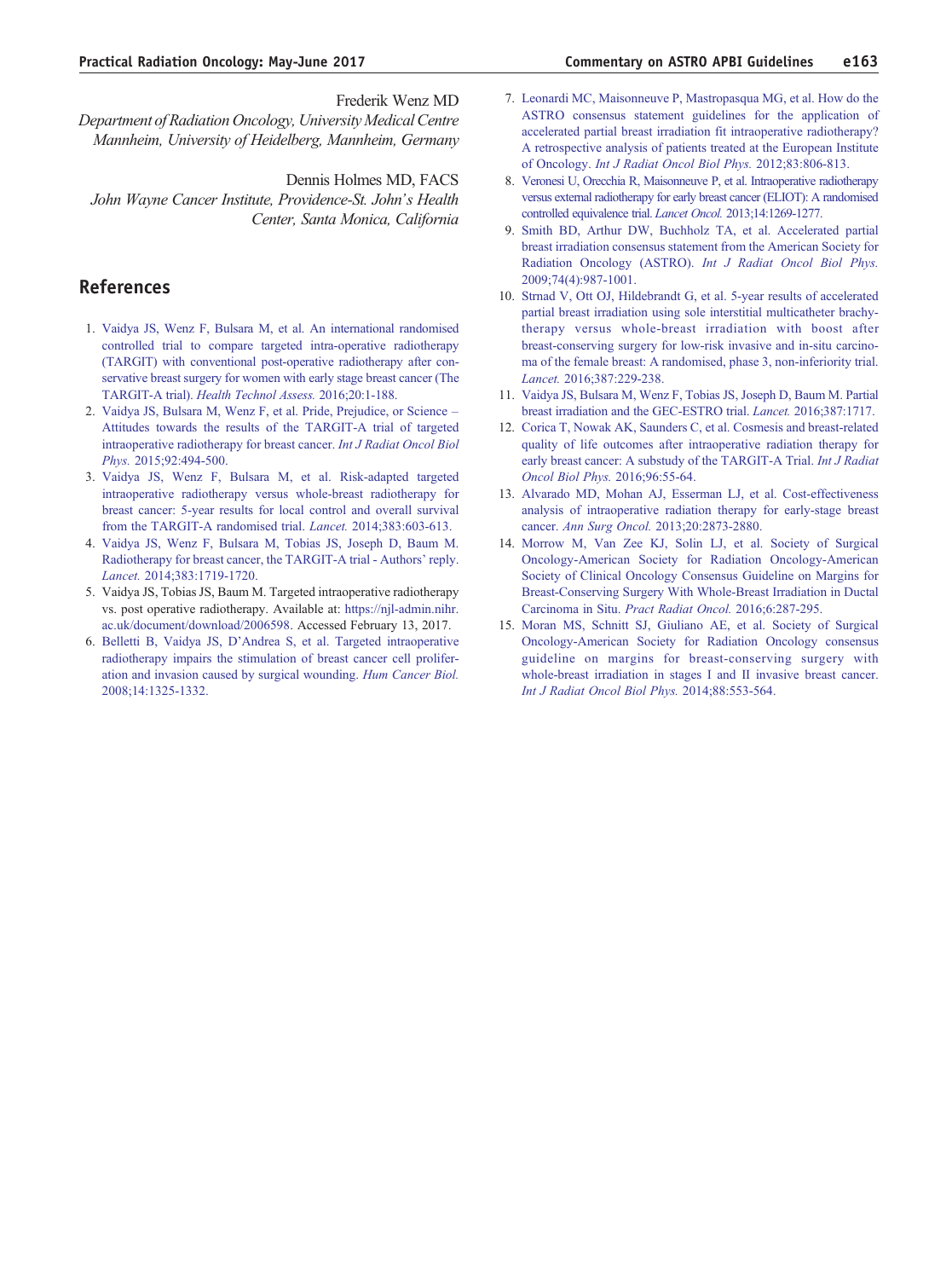Frederik Wenz MD

*Department of Radiation Oncology, University Medical Centre Mannheim, University of Heidelberg, Mannheim, Germany*

Dennis Holmes MD, FACS

*John Wayne Cancer Institute, Providence-St. John's Health Center, Santa Monica, California*

## References

1. Vaidya JS, Wenz F, Bulsara M, et al. An international randomised controlled trial to compare targeted intra-operative radiotherapy (TARGIT) with conventional post-operative radiotherapy after conservative breast surgery for women with early stage breast cancer (The TARGIT-A trial). *Health Technol Assess.* 2016;20:1-188.
2. Vaidya JS, Bulsara M, Wenz F, et al. Pride, Prejudice, or Science – Attitudes towards the results of the TARGIT-A trial of targeted intraoperative radiotherapy for breast cancer. *Int J Radiat Oncol Biol Phys.* 2015;92:494-500.
3. Vaidya JS, Wenz F, Bulsara M, et al. Risk-adapted targeted intraoperative radiotherapy versus whole-breast radiotherapy for breast cancer: 5-year results for local control and overall survival from the TARGIT-A randomised trial. *Lancet.* 2014;383:603-613.
4. Vaidya JS, Wenz F, Bulsara M, Tobias JS, Joseph D, Baum M. Radiotherapy for breast cancer, the TARGIT-A trial - Authors' reply. *Lancet.* 2014;383:1719-1720.
5. Vaidya JS, Tobias JS, Baum M. Targeted intraoperative radiotherapy vs. post operative radiotherapy. Available at: https://njl-admin.nihr.ac.uk/document/download/2006598. Accessed February 13, 2017.
6. Belletti B, Vaidya JS, D'Andrea S, et al. Targeted intraoperative radiotherapy impairs the stimulation of breast cancer cell proliferation and invasion caused by surgical wounding. *Hum Cancer Biol.* 2008;14:1325-1332.
7. Leonardi MC, Maisonneuve P, Mastropasqua MG, et al. How do the ASTRO consensus statement guidelines for the application of accelerated partial breast irradiation fit intraoperative radiotherapy? A retrospective analysis of patients treated at the European Institute of Oncology. *Int J Radiat Oncol Biol Phys.* 2012;83:806-813.
8. Veronesi U, Orecchia R, Maisonneuve P, et al. Intraoperative radiotherapy versus external radiotherapy for early breast cancer (ELIOT): A randomised controlled equivalence trial. *Lancet Oncol.* 2013;14:1269-1277.
9. Smith BD, Arthur DW, Buchholz TA, et al. Accelerated partial breast irradiation consensus statement from the American Society for Radiation Oncology (ASTRO). *Int J Radiat Oncol Biol Phys.* 2009;74(4):987-1001.
10. Strnad V, Ott OJ, Hildebrandt G, et al. 5-year results of accelerated partial breast irradiation using sole interstitial multicatheter brachytherapy versus whole-breast irradiation with boost after breast-conserving surgery for low-risk invasive and in-situ carcinoma of the female breast: A randomised, phase 3, non-inferiority trial. *Lancet.* 2016;387:229-238.
11. Vaidya JS, Bulsara M, Wenz F, Tobias JS, Joseph D, Baum M. Partial breast irradiation and the GEC-ESTRO trial. *Lancet.* 2016;387:1717.
12. Corica T, Nowak AK, Saunders C, et al. Cosmesis and breast-related quality of life outcomes after intraoperative radiation therapy for early breast cancer: A substudy of the TARGIT-A Trial. *Int J Radiat Oncol Biol Phys.* 2016;96:55-64.
13. Alvarado MD, Mohan AJ, Esserman LJ, et al. Cost-effectiveness analysis of intraoperative radiation therapy for early-stage breast cancer. *Ann Surg Oncol.* 2013;20:2873-2880.
14. Morrow M, Van Zee KJ, Solin LJ, et al. Society of Surgical Oncology-American Society for Radiation Oncology-American Society of Clinical Oncology Consensus Guideline on Margins for Breast-Conserving Surgery With Whole-Breast Irradiation in Ductal Carcinoma in Situ. *Pract Radiat Oncol.* 2016;6:287-295.
15. Moran MS, Schnitt SJ, Giuliano AE, et al. Society of Surgical Oncology-American Society for Radiation Oncology consensus guideline on margins for breast-conserving surgery with whole-breast irradiation in stages I and II invasive breast cancer. *Int J Radiat Oncol Biol Phys.* 2014;88:553-564.